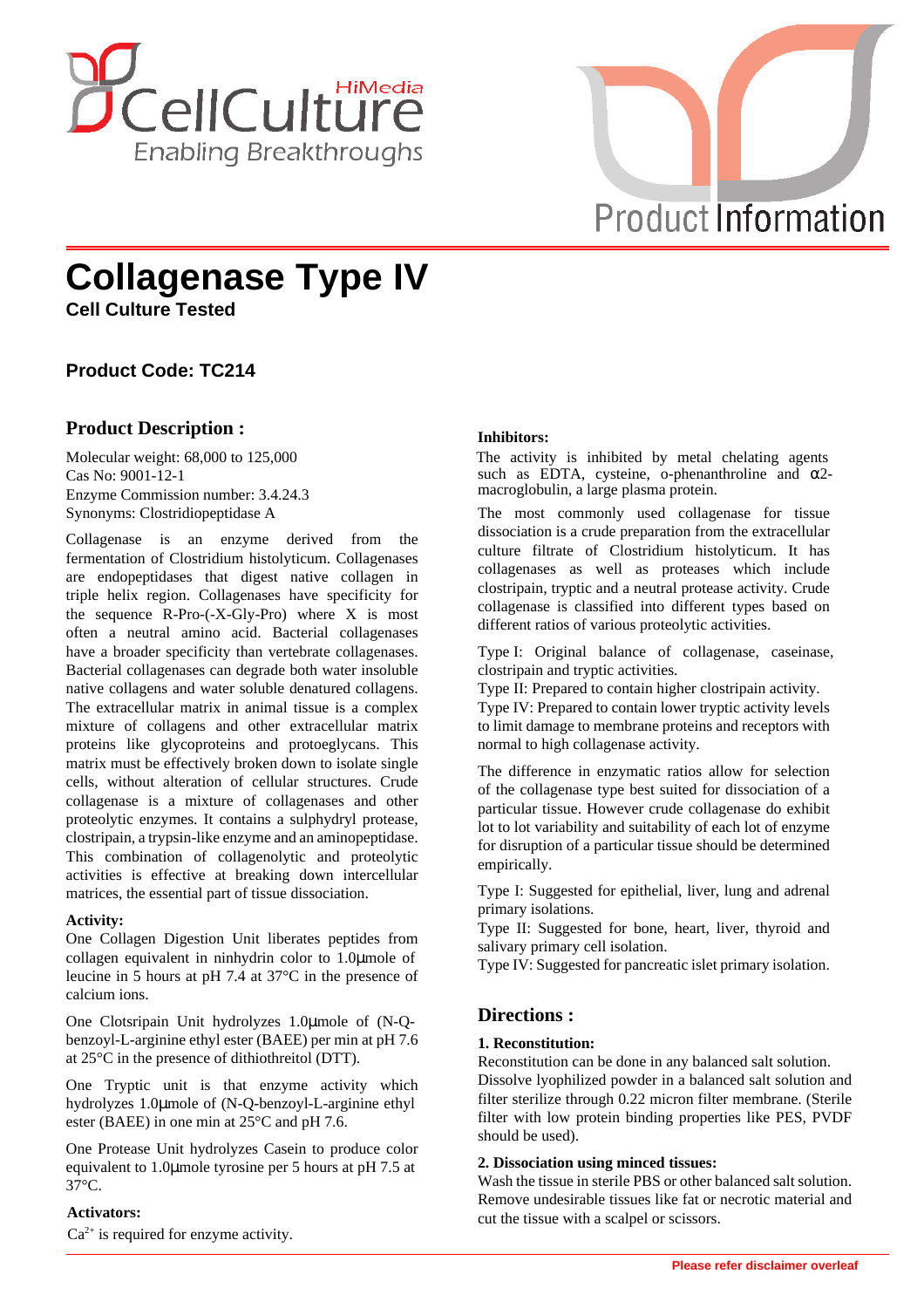# Collagenase Type IV

**Cell Culture Tested**

### Product Code: TC214

## Product Description :

Molecular weight: 68,000 to 125,000
Cas No: 9001-12-1
Enzyme Commission number: 3.4.24.3
Synonyms: Clostridiopeptidase A

Collagenase is an enzyme derived from the fermentation of Clostridium histolyticum. Collagenases are endopeptidases that digest native collagen in triple helix region. Collagenases have specificity for the sequence R-Pro-(-X-Gly-Pro) where X is most often a neutral amino acid. Bacterial collagenases have a broader specificity than vertebrate collagenases. Bacterial collagenases can degrade both water insoluble native collagens and water soluble denatured collagens. The extracellular matrix in animal tissue is a complex mixture of collagens and other extracellular matrix proteins like glycoproteins and protoeglycans. This matrix must be effectively broken down to isolate single cells, without alteration of cellular structures. Crude collagenase is a mixture of collagenases and other proteolytic enzymes. It contains a sulphydryl protease, clostripain, a trypsin-like enzyme and an aminopeptidase. This combination of collagenolytic and proteolytic activities is effective at breaking down intercellular matrices, the essential part of tissue dissociation.

**Activity:**

One Collagen Digestion Unit liberates peptides from collagen equivalent in ninhydrin color to 1.0μmole of leucine in 5 hours at pH 7.4 at 37°C in the presence of calcium ions.

One Clotsripain Unit hydrolyzes 1.0μmole of (N-Q-benzoyl-L-arginine ethyl ester (BAEE) per min at pH 7.6 at 25°C in the presence of dithiothreitol (DTT).

One Tryptic unit is that enzyme activity which hydrolyzes 1.0μmole of (N-Q-benzoyl-L-arginine ethyl ester (BAEE) in one min at 25°C and pH 7.6.

One Protease Unit hydrolyzes Casein to produce color equivalent to 1.0μmole tyrosine per 5 hours at pH 7.5 at 37°C.

**Activators:**

$Ca^{2+}$ is required for enzyme activity.

**Inhibitors:**

The activity is inhibited by metal chelating agents such as EDTA, cysteine, o-phenanthroline and α2-macroglobulin, a large plasma protein.

The most commonly used collagenase for tissue dissociation is a crude preparation from the extracellular culture filtrate of Clostridium histolyticum. It has collagenases as well as proteases which include clostripain, tryptic and a neutral protease activity. Crude collagenase is classified into different types based on different ratios of various proteolytic activities.

Type I: Original balance of collagenase, caseinase, clostripain and tryptic activities.
Type II: Prepared to contain higher clostripain activity.
Type IV: Prepared to contain lower tryptic activity levels to limit damage to membrane proteins and receptors with normal to high collagenase activity.

The difference in enzymatic ratios allow for selection of the collagenase type best suited for dissociation of a particular tissue. However crude collagenase do exhibit lot to lot variability and suitability of each lot of enzyme for disruption of a particular tissue should be determined empirically.

Type I: Suggested for epithelial, liver, lung and adrenal primary isolations.
Type II: Suggested for bone, heart, liver, thyroid and salivary primary cell isolation.
Type IV: Suggested for pancreatic islet primary isolation.

## Directions :

**1. Reconstitution:**

Reconstitution can be done in any balanced salt solution. Dissolve lyophilized powder in a balanced salt solution and filter sterilize through 0.22 micron filter membrane. (Sterile filter with low protein binding properties like PES, PVDF should be used).

**2. Dissociation using minced tissues:**

Wash the tissue in sterile PBS or other balanced salt solution. Remove undesirable tissues like fat or necrotic material and cut the tissue with a scalpel or scissors.

Please refer disclaimer overleaf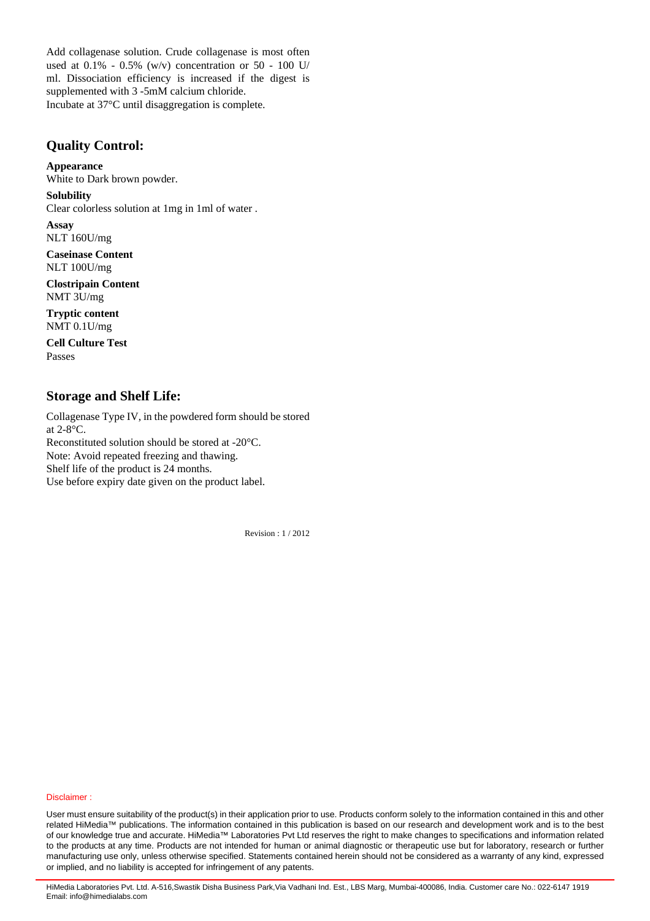Add collagenase solution. Crude collagenase is most often used at 0.1% - 0.5% (w/v) concentration or 50 - 100 U/ml. Dissociation efficiency is increased if the digest is supplemented with 3 -5mM calcium chloride.
Incubate at 37°C until disaggregation is complete.

## Quality Control:

**Appearance**
White to Dark brown powder.

**Solubility**
Clear colorless solution at 1mg in 1ml of water .

**Assay**
NLT 160U/mg

**Caseinase Content**
NLT 100U/mg

**Clostripain Content**
NMT 3U/mg

**Tryptic content**
NMT 0.1U/mg

**Cell Culture Test**
Passes

## Storage and Shelf Life:

Collagenase Type IV, in the powdered form should be stored at 2-8°C.
Reconstituted solution should be stored at -20°C.
Note: Avoid repeated freezing and thawing.
Shelf life of the product is 24 months.
Use before expiry date given on the product label.

Revision : 1 / 2012

Disclaimer :

User must ensure suitability of the product(s) in their application prior to use. Products conform solely to the information contained in this and other related HiMedia™ publications. The information contained in this publication is based on our research and development work and is to the best of our knowledge true and accurate. HiMedia™ Laboratories Pvt Ltd reserves the right to make changes to specifications and information related to the products at any time. Products are not intended for human or animal diagnostic or therapeutic use but for laboratory, research or further manufacturing use only, unless otherwise specified. Statements contained herein should not be considered as a warranty of any kind, expressed or implied, and no liability is accepted for infringement of any patents.

HiMedia Laboratories Pvt. Ltd. A-516,Swastik Disha Business Park,Via Vadhani Ind. Est., LBS Marg, Mumbai-400086, India. Customer care No.: 022-6147 1919 Email: info@himedialabs.com